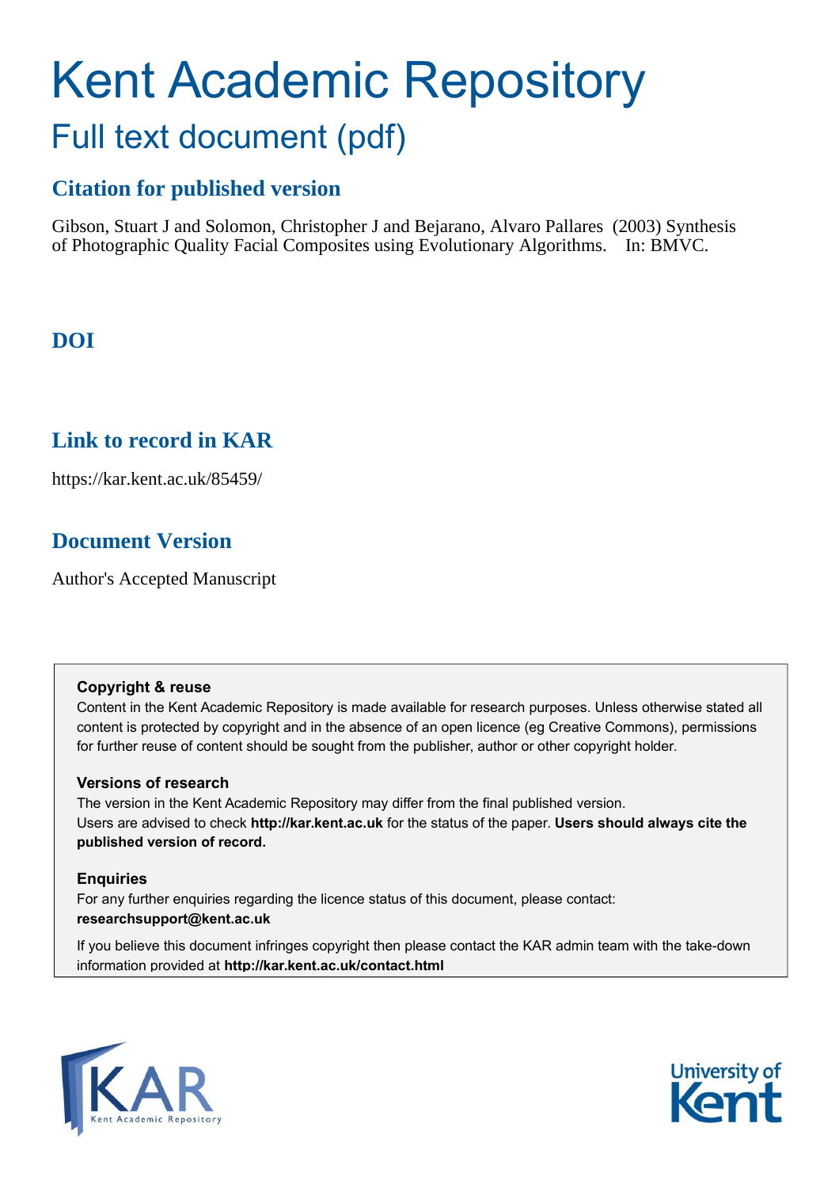# Kent Academic Repository

## Full text document (pdf)

### Citation for published version

Gibson, Stuart J and Solomon, Christopher J and Bejarano, Alvaro Pallares (2003) Synthesis of Photographic Quality Facial Composites using Evolutionary Algorithms. In: BMVC.

### DOI

### Link to record in KAR

https://kar.kent.ac.uk/85459/

### Document Version

Author's Accepted Manuscript

**Copyright & reuse**

Content in the Kent Academic Repository is made available for research purposes. Unless otherwise stated all content is protected by copyright and in the absence of an open licence (eg Creative Commons), permissions for further reuse of content should be sought from the publisher, author or other copyright holder.

**Versions of research**

The version in the Kent Academic Repository may differ from the final published version. Users are advised to check **http://kar.kent.ac.uk** for the status of the paper. **Users should always cite the published version of record.**

**Enquiries**

For any further enquiries regarding the licence status of this document, please contact: **researchsupport@kent.ac.uk**

If you believe this document infringes copyright then please contact the KAR admin team with the take-down information provided at **http://kar.kent.ac.uk/contact.html**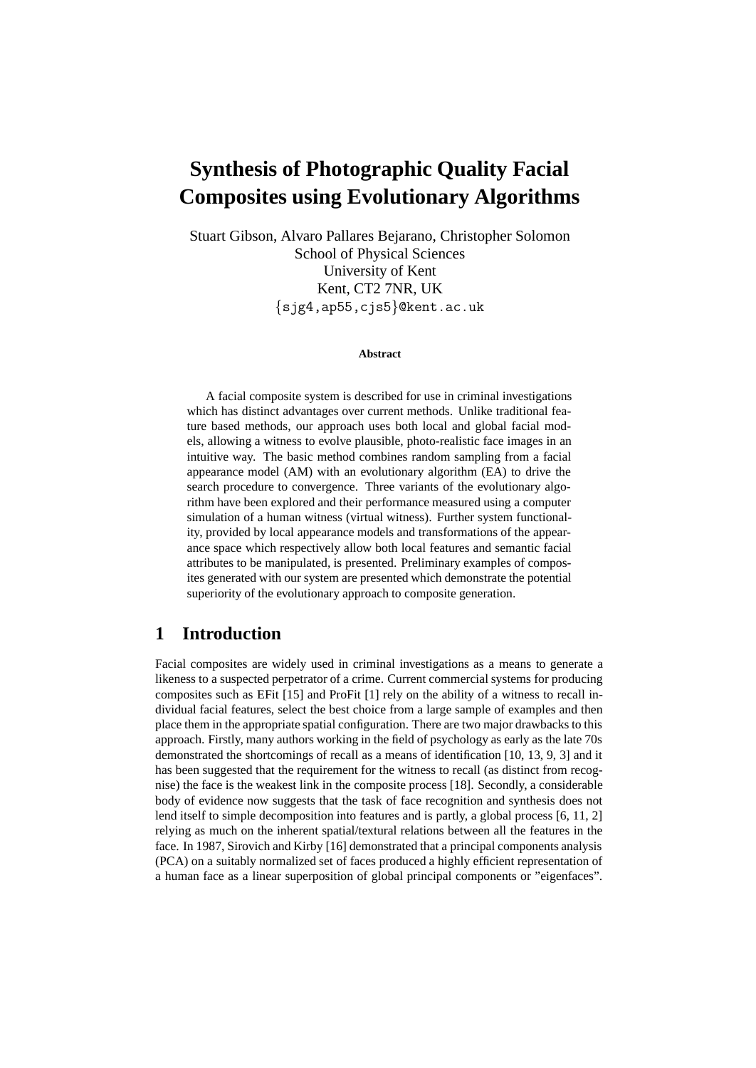# Synthesis of Photographic Quality Facial Composites using Evolutionary Algorithms

Stuart Gibson, Alvaro Pallares Bejarano, Christopher Solomon
School of Physical Sciences
University of Kent
Kent, CT2 7NR, UK
{sjg4,ap55,cjs5}@kent.ac.uk

**Abstract**

A facial composite system is described for use in criminal investigations which has distinct advantages over current methods. Unlike traditional feature based methods, our approach uses both local and global facial models, allowing a witness to evolve plausible, photo-realistic face images in an intuitive way. The basic method combines random sampling from a facial appearance model (AM) with an evolutionary algorithm (EA) to drive the search procedure to convergence. Three variants of the evolutionary algorithm have been explored and their performance measured using a computer simulation of a human witness (virtual witness). Further system functionality, provided by local appearance models and transformations of the appearance space which respectively allow both local features and semantic facial attributes to be manipulated, is presented. Preliminary examples of composites generated with our system are presented which demonstrate the potential superiority of the evolutionary approach to composite generation.

## 1 Introduction

Facial composites are widely used in criminal investigations as a means to generate a likeness to a suspected perpetrator of a crime. Current commercial systems for producing composites such as EFit [15] and ProFit [1] rely on the ability of a witness to recall individual facial features, select the best choice from a large sample of examples and then place them in the appropriate spatial configuration. There are two major drawbacks to this approach. Firstly, many authors working in the field of psychology as early as the late 70s demonstrated the shortcomings of recall as a means of identification [10, 13, 9, 3] and it has been suggested that the requirement for the witness to recall (as distinct from recognise) the face is the weakest link in the composite process [18]. Secondly, a considerable body of evidence now suggests that the task of face recognition and synthesis does not lend itself to simple decomposition into features and is partly, a global process [6, 11, 2] relying as much on the inherent spatial/textural relations between all the features in the face. In 1987, Sirovich and Kirby [16] demonstrated that a principal components analysis (PCA) on a suitably normalized set of faces produced a highly efficient representation of a human face as a linear superposition of global principal components or "eigenfaces".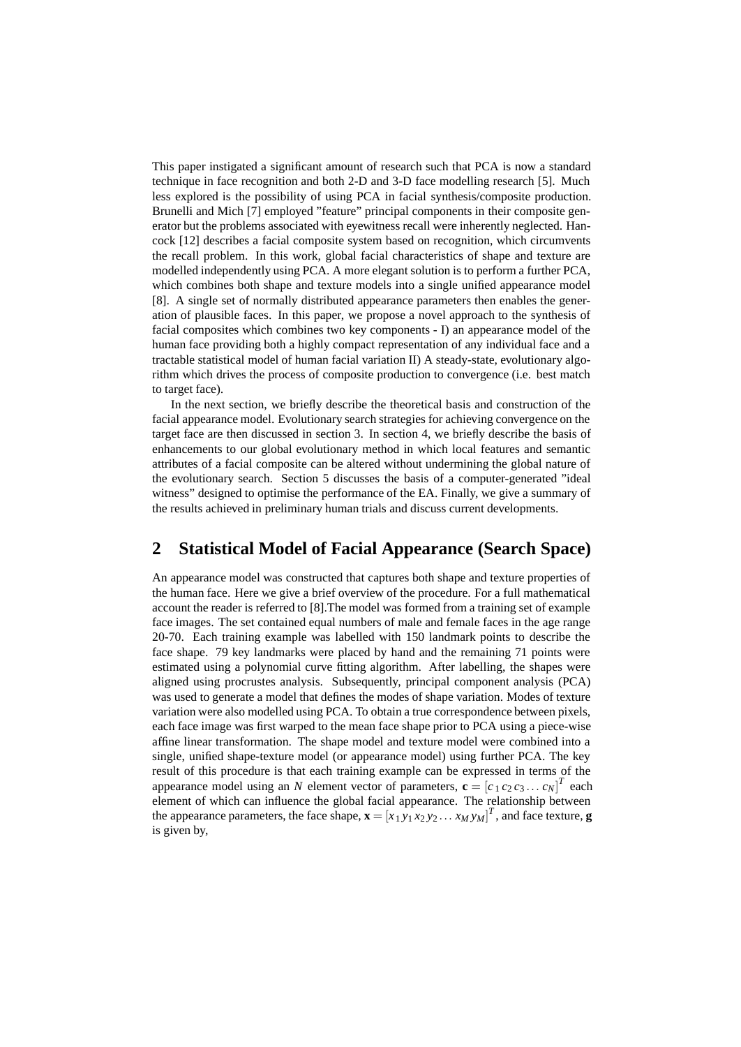This paper instigated a significant amount of research such that PCA is now a standard technique in face recognition and both 2-D and 3-D face modelling research [5]. Much less explored is the possibility of using PCA in facial synthesis/composite production. Brunelli and Mich [7] employed "feature" principal components in their composite generator but the problems associated with eyewitness recall were inherently neglected. Hancock [12] describes a facial composite system based on recognition, which circumvents the recall problem. In this work, global facial characteristics of shape and texture are modelled independently using PCA. A more elegant solution is to perform a further PCA, which combines both shape and texture models into a single unified appearance model [8]. A single set of normally distributed appearance parameters then enables the generation of plausible faces. In this paper, we propose a novel approach to the synthesis of facial composites which combines two key components - I) an appearance model of the human face providing both a highly compact representation of any individual face and a tractable statistical model of human facial variation II) A steady-state, evolutionary algorithm which drives the process of composite production to convergence (i.e. best match to target face).

In the next section, we briefly describe the theoretical basis and construction of the facial appearance model. Evolutionary search strategies for achieving convergence on the target face are then discussed in section 3. In section 4, we briefly describe the basis of enhancements to our global evolutionary method in which local features and semantic attributes of a facial composite can be altered without undermining the global nature of the evolutionary search. Section 5 discusses the basis of a computer-generated "ideal witness" designed to optimise the performance of the EA. Finally, we give a summary of the results achieved in preliminary human trials and discuss current developments.

## 2 Statistical Model of Facial Appearance (Search Space)

An appearance model was constructed that captures both shape and texture properties of the human face. Here we give a brief overview of the procedure. For a full mathematical account the reader is referred to [8].The model was formed from a training set of example face images. The set contained equal numbers of male and female faces in the age range 20-70. Each training example was labelled with 150 landmark points to describe the face shape. 79 key landmarks were placed by hand and the remaining 71 points were estimated using a polynomial curve fitting algorithm. After labelling, the shapes were aligned using procrustes analysis. Subsequently, principal component analysis (PCA) was used to generate a model that defines the modes of shape variation. Modes of texture variation were also modelled using PCA. To obtain a true correspondence between pixels, each face image was first warped to the mean face shape prior to PCA using a piece-wise affine linear transformation. The shape model and texture model were combined into a single, unified shape-texture model (or appearance model) using further PCA. The key result of this procedure is that each training example can be expressed in terms of the appearance model using an $N$ element vector of parameters, $\mathbf{c} = [c_1\, c_2\, c_3 \ldots c_N]^T$ each element of which can influence the global facial appearance. The relationship between the appearance parameters, the face shape, $\mathbf{x} = [x_1\, y_1\, x_2\, y_2 \ldots x_M\, y_M]^T$, and face texture, $\mathbf{g}$ is given by,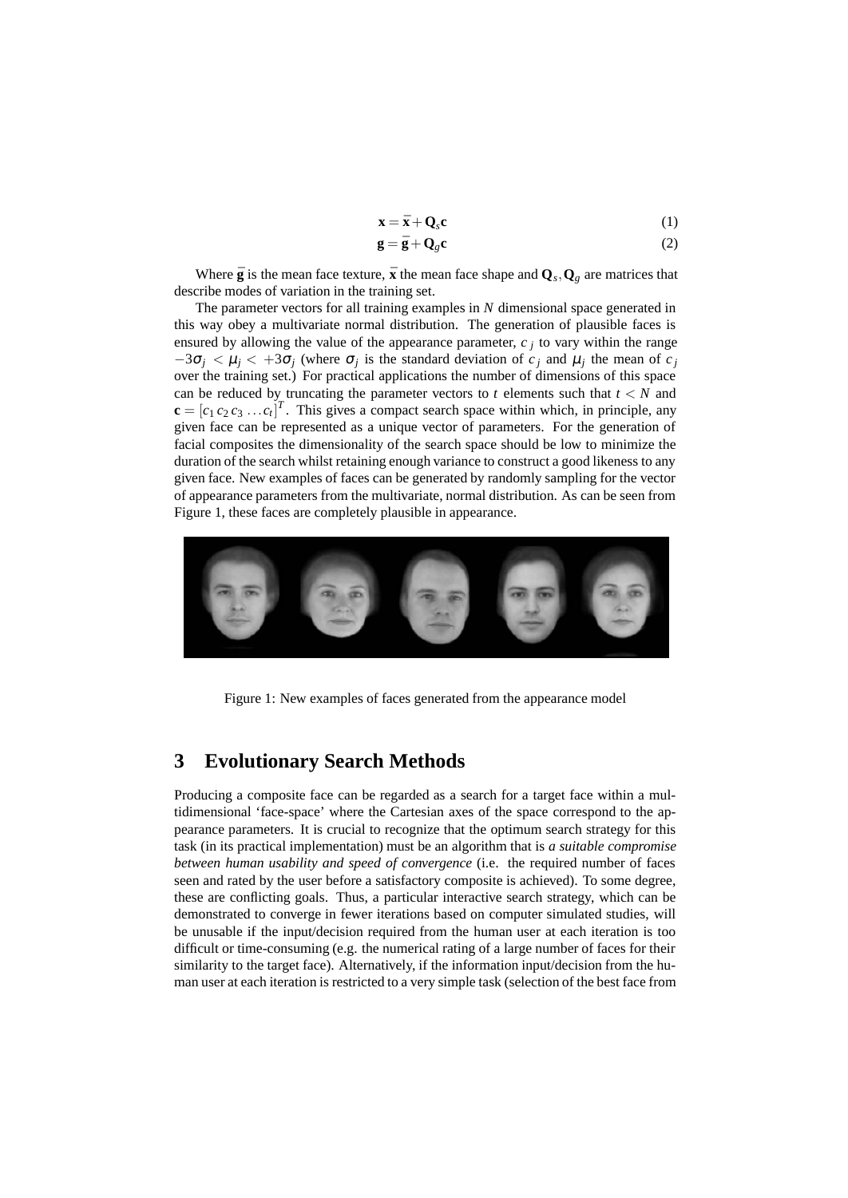$$\mathbf{x} = \bar{\mathbf{x}} + \mathbf{Q}_s \mathbf{c} \quad (1)$$

$$\mathbf{g} = \bar{\mathbf{g}} + \mathbf{Q}_g \mathbf{c} \quad (2)$$

Where $\bar{\mathbf{g}}$ is the mean face texture, $\bar{\mathbf{x}}$ the mean face shape and $\mathbf{Q}_s, \mathbf{Q}_g$ are matrices that describe modes of variation in the training set.

The parameter vectors for all training examples in $N$ dimensional space generated in this way obey a multivariate normal distribution. The generation of plausible faces is ensured by allowing the value of the appearance parameter, $c_j$ to vary within the range $-3\sigma_j < \mu_j < +3\sigma_j$ (where $\sigma_j$ is the standard deviation of $c_j$ and $\mu_j$ the mean of $c_j$ over the training set.) For practical applications the number of dimensions of this space can be reduced by truncating the parameter vectors to $t$ elements such that $t < N$ and $\mathbf{c} = [c_1\, c_2\, c_3 \ldots c_t]^T$. This gives a compact search space within which, in principle, any given face can be represented as a unique vector of parameters. For the generation of facial composites the dimensionality of the search space should be low to minimize the duration of the search whilst retaining enough variance to construct a good likeness to any given face. New examples of faces can be generated by randomly sampling for the vector of appearance parameters from the multivariate, normal distribution. As can be seen from Figure 1, these faces are completely plausible in appearance.

Figure 1: New examples of faces generated from the appearance model

## 3 Evolutionary Search Methods

Producing a composite face can be regarded as a search for a target face within a multidimensional 'face-space' where the Cartesian axes of the space correspond to the appearance parameters. It is crucial to recognize that the optimum search strategy for this task (in its practical implementation) must be an algorithm that is *a suitable compromise between human usability and speed of convergence* (i.e. the required number of faces seen and rated by the user before a satisfactory composite is achieved). To some degree, these are conflicting goals. Thus, a particular interactive search strategy, which can be demonstrated to converge in fewer iterations based on computer simulated studies, will be unusable if the input/decision required from the human user at each iteration is too difficult or time-consuming (e.g. the numerical rating of a large number of faces for their similarity to the target face). Alternatively, if the information input/decision from the human user at each iteration is restricted to a very simple task (selection of the best face from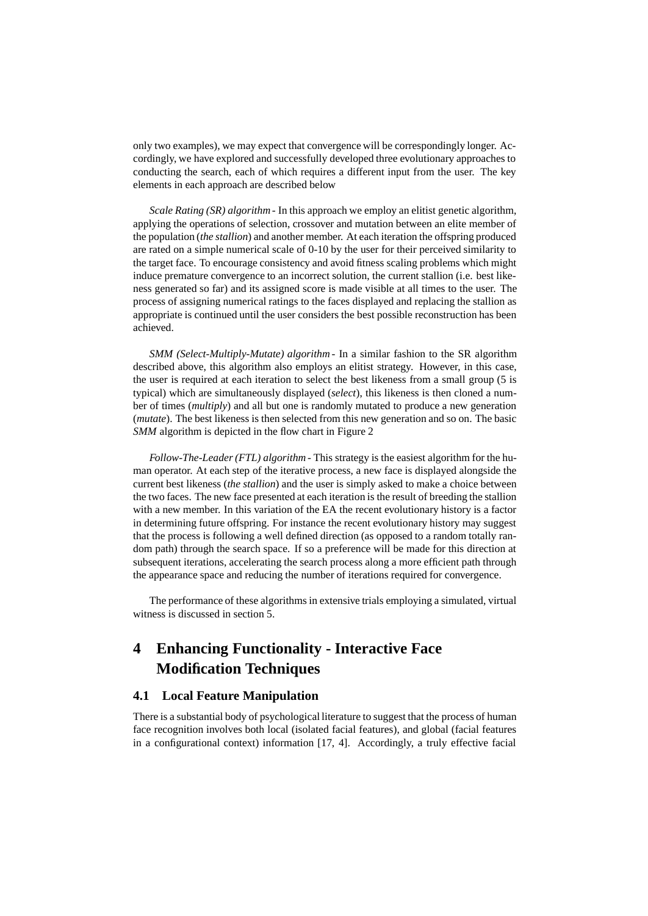only two examples), we may expect that convergence will be correspondingly longer. Accordingly, we have explored and successfully developed three evolutionary approaches to conducting the search, each of which requires a different input from the user. The key elements in each approach are described below

*Scale Rating (SR) algorithm* - In this approach we employ an elitist genetic algorithm, applying the operations of selection, crossover and mutation between an elite member of the population (*the stallion*) and another member. At each iteration the offspring produced are rated on a simple numerical scale of 0-10 by the user for their perceived similarity to the target face. To encourage consistency and avoid fitness scaling problems which might induce premature convergence to an incorrect solution, the current stallion (i.e. best likeness generated so far) and its assigned score is made visible at all times to the user. The process of assigning numerical ratings to the faces displayed and replacing the stallion as appropriate is continued until the user considers the best possible reconstruction has been achieved.

*SMM (Select-Multiply-Mutate) algorithm* - In a similar fashion to the SR algorithm described above, this algorithm also employs an elitist strategy. However, in this case, the user is required at each iteration to select the best likeness from a small group (5 is typical) which are simultaneously displayed (*select*), this likeness is then cloned a number of times (*multiply*) and all but one is randomly mutated to produce a new generation (*mutate*). The best likeness is then selected from this new generation and so on. The basic *SMM* algorithm is depicted in the flow chart in Figure 2

*Follow-The-Leader (FTL) algorithm* - This strategy is the easiest algorithm for the human operator. At each step of the iterative process, a new face is displayed alongside the current best likeness (*the stallion*) and the user is simply asked to make a choice between the two faces. The new face presented at each iteration is the result of breeding the stallion with a new member. In this variation of the EA the recent evolutionary history is a factor in determining future offspring. For instance the recent evolutionary history may suggest that the process is following a well defined direction (as opposed to a random totally random path) through the search space. If so a preference will be made for this direction at subsequent iterations, accelerating the search process along a more efficient path through the appearance space and reducing the number of iterations required for convergence.

The performance of these algorithms in extensive trials employing a simulated, virtual witness is discussed in section 5.

# 4 Enhancing Functionality - Interactive Face Modification Techniques

## 4.1 Local Feature Manipulation

There is a substantial body of psychological literature to suggest that the process of human face recognition involves both local (isolated facial features), and global (facial features in a configurational context) information [17, 4]. Accordingly, a truly effective facial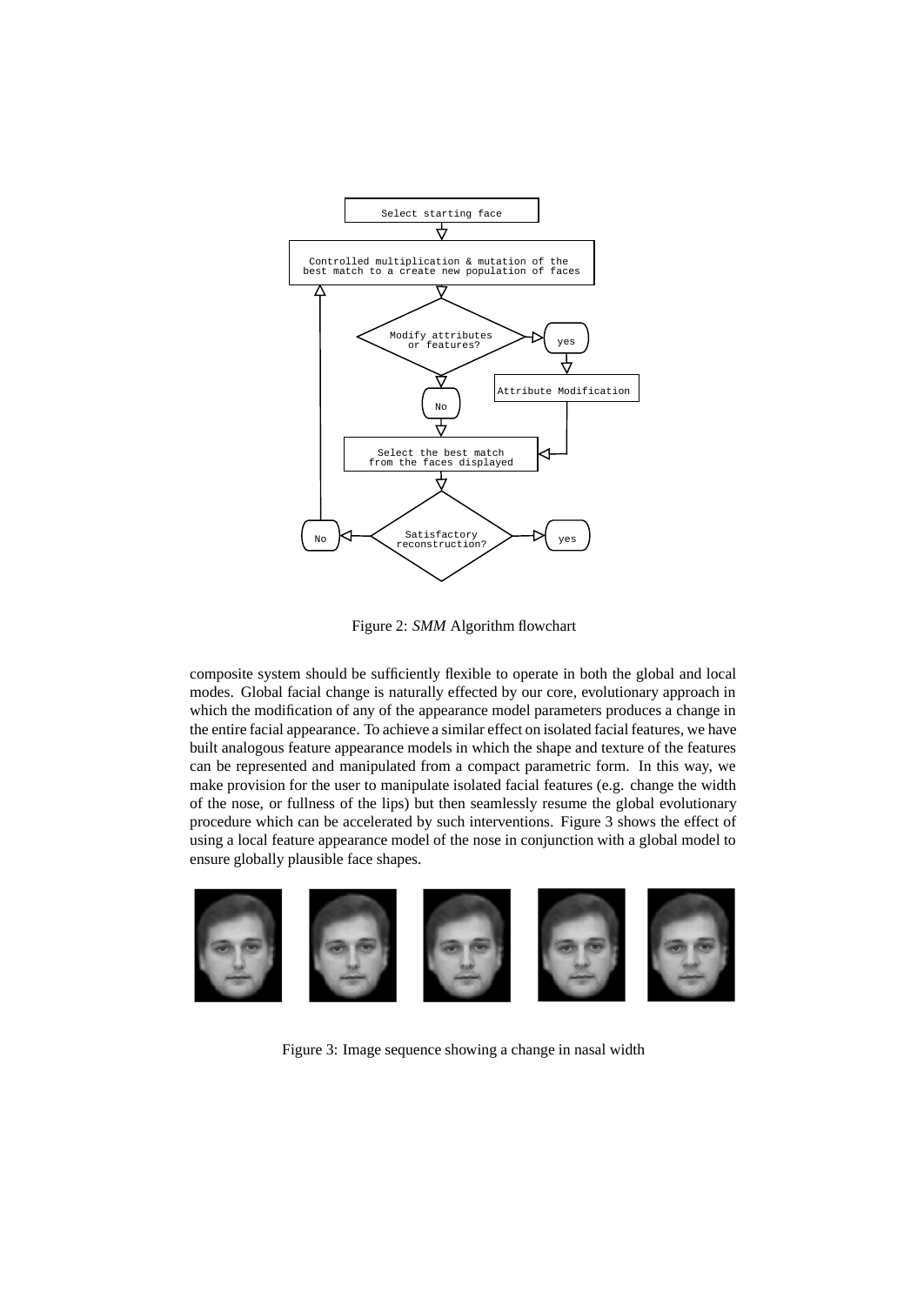Figure 2: *SMM* Algorithm flowchart

composite system should be sufficiently flexible to operate in both the global and local modes. Global facial change is naturally effected by our core, evolutionary approach in which the modification of any of the appearance model parameters produces a change in the entire facial appearance. To achieve a similar effect on isolated facial features, we have built analogous feature appearance models in which the shape and texture of the features can be represented and manipulated from a compact parametric form. In this way, we make provision for the user to manipulate isolated facial features (e.g. change the width of the nose, or fullness of the lips) but then seamlessly resume the global evolutionary procedure which can be accelerated by such interventions. Figure 3 shows the effect of using a local feature appearance model of the nose in conjunction with a global model to ensure globally plausible face shapes.

Figure 3: Image sequence showing a change in nasal width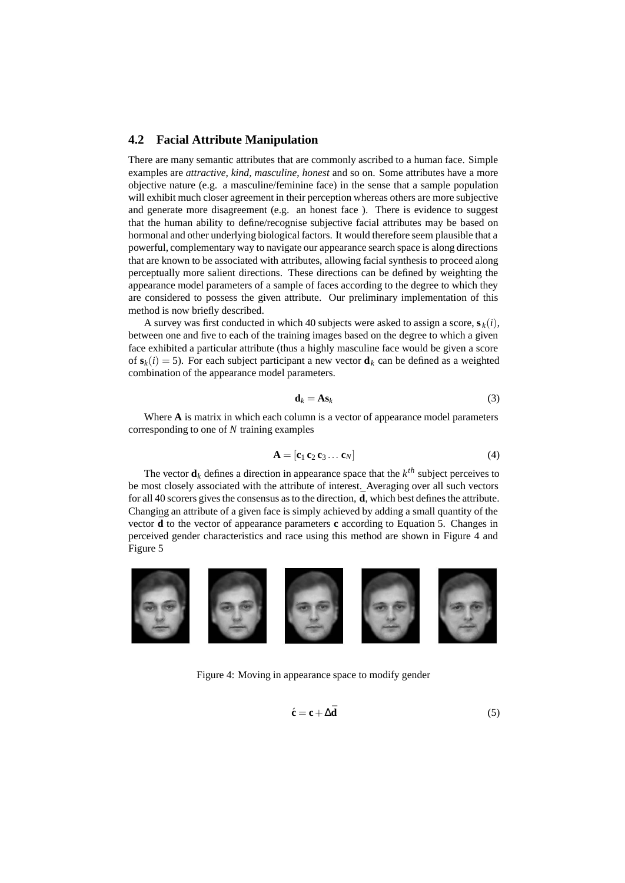### 4.2 Facial Attribute Manipulation

There are many semantic attributes that are commonly ascribed to a human face. Simple examples are *attractive*, *kind*, *masculine*, *honest* and so on. Some attributes have a more objective nature (e.g. a masculine/feminine face) in the sense that a sample population will exhibit much closer agreement in their perception whereas others are more subjective and generate more disagreement (e.g. an honest face ). There is evidence to suggest that the human ability to define/recognise subjective facial attributes may be based on hormonal and other underlying biological factors. It would therefore seem plausible that a powerful, complementary way to navigate our appearance search space is along directions that are known to be associated with attributes, allowing facial synthesis to proceed along perceptually more salient directions. These directions can be defined by weighting the appearance model parameters of a sample of faces according to the degree to which they are considered to possess the given attribute. Our preliminary implementation of this method is now briefly described.

A survey was first conducted in which 40 subjects were asked to assign a score, $\mathbf{s}_k(i)$, between one and five to each of the training images based on the degree to which a given face exhibited a particular attribute (thus a highly masculine face would be given a score of $\mathbf{s}_k(i) = 5$). For each subject participant a new vector $\mathbf{d}_k$ can be defined as a weighted combination of the appearance model parameters.

$$\mathbf{d}_k = \mathbf{A}\mathbf{s}_k \tag{3}$$

Where $\mathbf{A}$ is matrix in which each column is a vector of appearance model parameters corresponding to one of $N$ training examples

$$\mathbf{A} = [\mathbf{c}_1\, \mathbf{c}_2\, \mathbf{c}_3 \ldots \mathbf{c}_N] \tag{4}$$

The vector $\mathbf{d}_k$ defines a direction in appearance space that the $k^{th}$ subject perceives to be most closely associated with the attribute of interest. Averaging over all such vectors for all 40 scorers gives the consensus as to the direction, $\bar{\mathbf{d}}$, which best defines the attribute. Changing an attribute of a given face is simply achieved by adding a small quantity of the vector $\bar{\mathbf{d}}$ to the vector of appearance parameters $\mathbf{c}$ according to Equation 5. Changes in perceived gender characteristics and race using this method are shown in Figure 4 and Figure 5

Figure 4: Moving in appearance space to modify gender

$$\acute{\mathbf{c}} = \mathbf{c} + \Delta\bar{\mathbf{d}} \tag{5}$$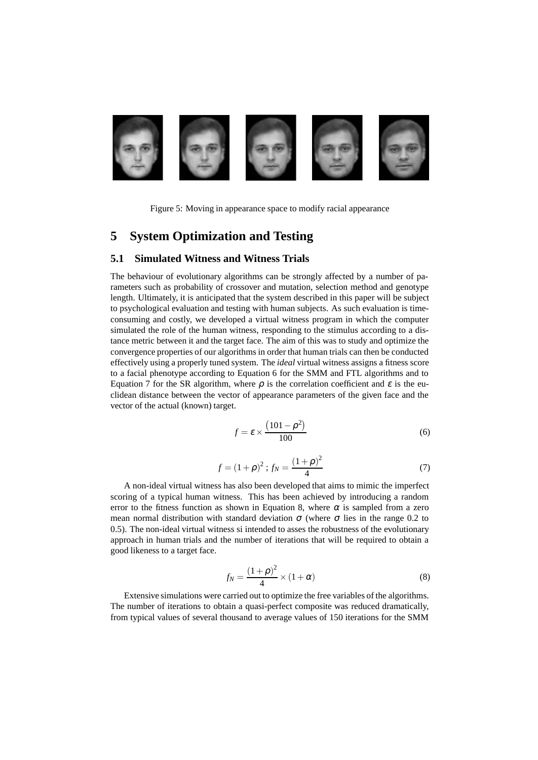Figure 5: Moving in appearance space to modify racial appearance

# 5 System Optimization and Testing

## 5.1 Simulated Witness and Witness Trials

The behaviour of evolutionary algorithms can be strongly affected by a number of parameters such as probability of crossover and mutation, selection method and genotype length. Ultimately, it is anticipated that the system described in this paper will be subject to psychological evaluation and testing with human subjects. As such evaluation is time-consuming and costly, we developed a virtual witness program in which the computer simulated the role of the human witness, responding to the stimulus according to a distance metric between it and the target face. The aim of this was to study and optimize the convergence properties of our algorithms in order that human trials can then be conducted effectively using a properly tuned system. The *ideal* virtual witness assigns a fitness score to a facial phenotype according to Equation 6 for the SMM and FTL algorithms and to Equation 7 for the SR algorithm, where $\rho$ is the correlation coefficient and $\varepsilon$ is the euclidean distance between the vector of appearance parameters of the given face and the vector of the actual (known) target.

$$f = \varepsilon \times \frac{\left(101 - \rho^2\right)}{100} \tag{6}$$

$$f = (1+\rho)^2 \; ; \; f_N = \frac{(1+\rho)^2}{4} \tag{7}$$

A non-ideal virtual witness has also been developed that aims to mimic the imperfect scoring of a typical human witness. This has been achieved by introducing a random error to the fitness function as shown in Equation 8, where $\alpha$ is sampled from a zero mean normal distribution with standard deviation $\sigma$ (where $\sigma$ lies in the range 0.2 to 0.5). The non-ideal virtual witness si intended to asses the robustness of the evolutionary approach in human trials and the number of iterations that will be required to obtain a good likeness to a target face.

$$f_N = \frac{(1+\rho)^2}{4} \times (1+\alpha) \tag{8}$$

Extensive simulations were carried out to optimize the free variables of the algorithms. The number of iterations to obtain a quasi-perfect composite was reduced dramatically, from typical values of several thousand to average values of 150 iterations for the SMM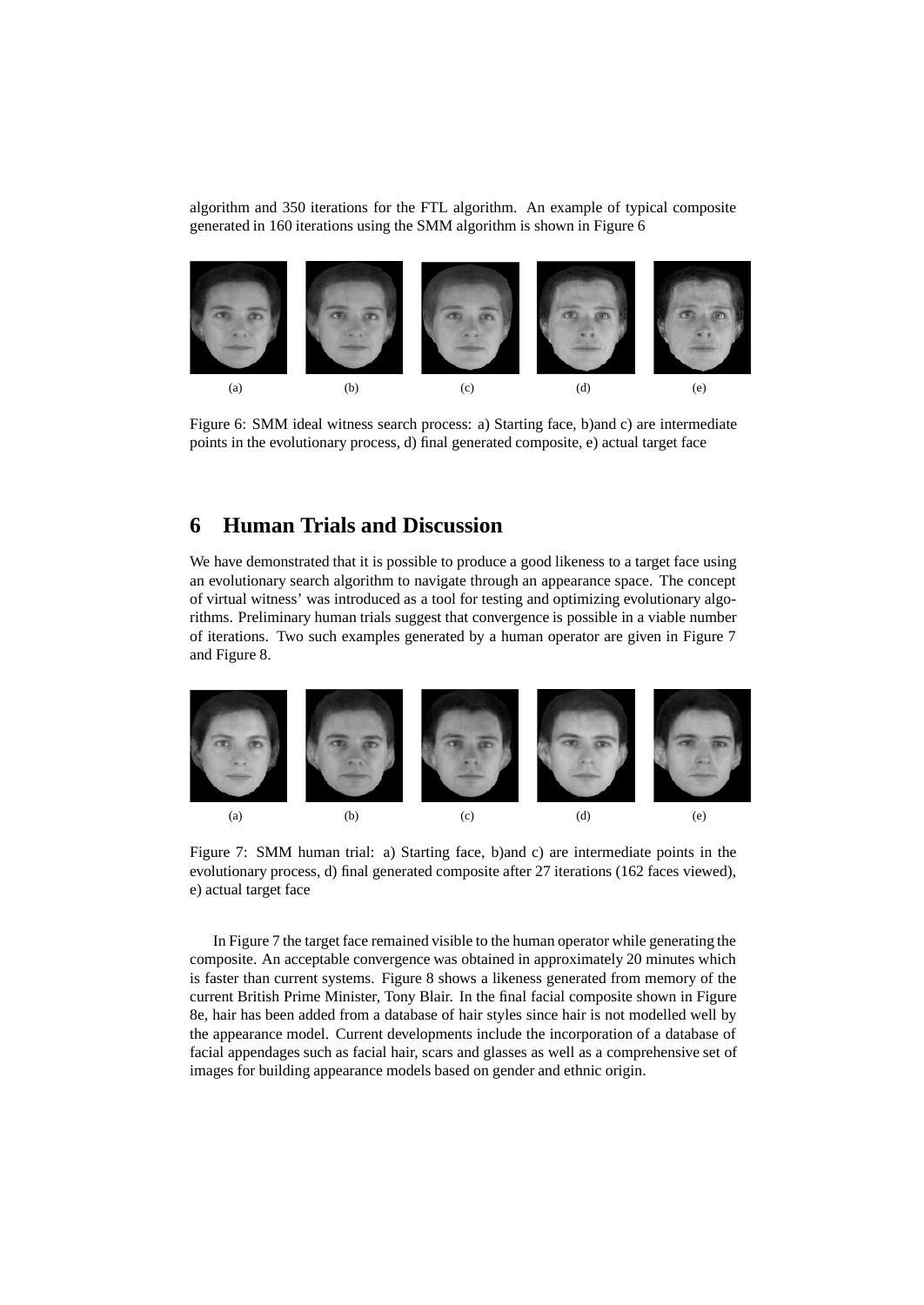algorithm and 350 iterations for the FTL algorithm. An example of typical composite generated in 160 iterations using the SMM algorithm is shown in Figure 6

(a) (b) (c) (d) (e)

Figure 6: SMM ideal witness search process: a) Starting face, b)and c) are intermediate points in the evolutionary process, d) final generated composite, e) actual target face

## 6 Human Trials and Discussion

We have demonstrated that it is possible to produce a good likeness to a target face using an evolutionary search algorithm to navigate through an appearance space. The concept of virtual witness' was introduced as a tool for testing and optimizing evolutionary algorithms. Preliminary human trials suggest that convergence is possible in a viable number of iterations. Two such examples generated by a human operator are given in Figure 7 and Figure 8.

(a) (b) (c) (d) (e)

Figure 7: SMM human trial: a) Starting face, b)and c) are intermediate points in the evolutionary process, d) final generated composite after 27 iterations (162 faces viewed), e) actual target face

In Figure 7 the target face remained visible to the human operator while generating the composite. An acceptable convergence was obtained in approximately 20 minutes which is faster than current systems. Figure 8 shows a likeness generated from memory of the current British Prime Minister, Tony Blair. In the final facial composite shown in Figure 8e, hair has been added from a database of hair styles since hair is not modelled well by the appearance model. Current developments include the incorporation of a database of facial appendages such as facial hair, scars and glasses as well as a comprehensive set of images for building appearance models based on gender and ethnic origin.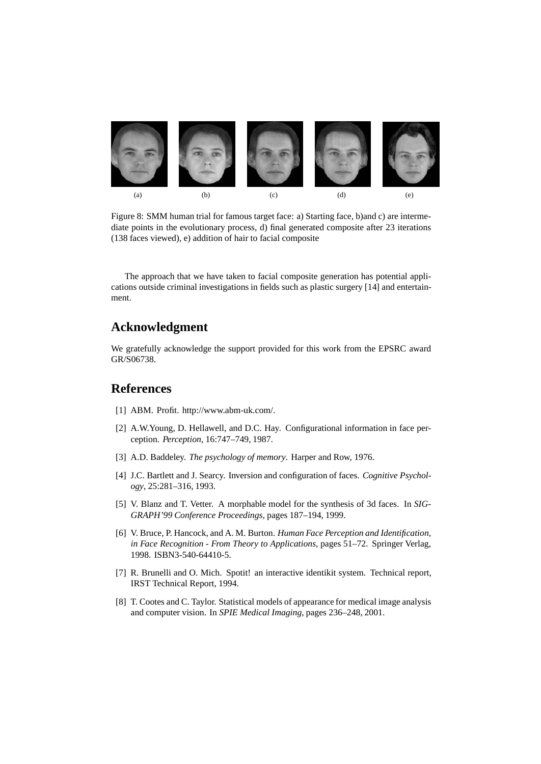(a) (b) (c) (d) (e)

Figure 8: SMM human trial for famous target face: a) Starting face, b)and c) are intermediate points in the evolutionary process, d) final generated composite after 23 iterations (138 faces viewed), e) addition of hair to facial composite

The approach that we have taken to facial composite generation has potential applications outside criminal investigations in fields such as plastic surgery [14] and entertainment.

## Acknowledgment

We gratefully acknowledge the support provided for this work from the EPSRC award GR/S06738.

## References

[1] ABM. Profit. http://www.abm-uk.com/.

[2] A.W.Young, D. Hellawell, and D.C. Hay. Configurational information in face perception. *Perception*, 16:747–749, 1987.

[3] A.D. Baddeley. *The psychology of memory*. Harper and Row, 1976.

[4] J.C. Bartlett and J. Searcy. Inversion and configuration of faces. *Cognitive Psychology*, 25:281–316, 1993.

[5] V. Blanz and T. Vetter. A morphable model for the synthesis of 3d faces. In *SIGGRAPH'99 Conference Proceedings*, pages 187–194, 1999.

[6] V. Bruce, P. Hancock, and A. M. Burton. *Human Face Perception and Identification, in Face Recognition - From Theory to Applications*, pages 51–72. Springer Verlag, 1998. ISBN3-540-64410-5.

[7] R. Brunelli and O. Mich. Spotit! an interactive identikit system. Technical report, IRST Technical Report, 1994.

[8] T. Cootes and C. Taylor. Statistical models of appearance for medical image analysis and computer vision. In *SPIE Medical Imaging*, pages 236–248, 2001.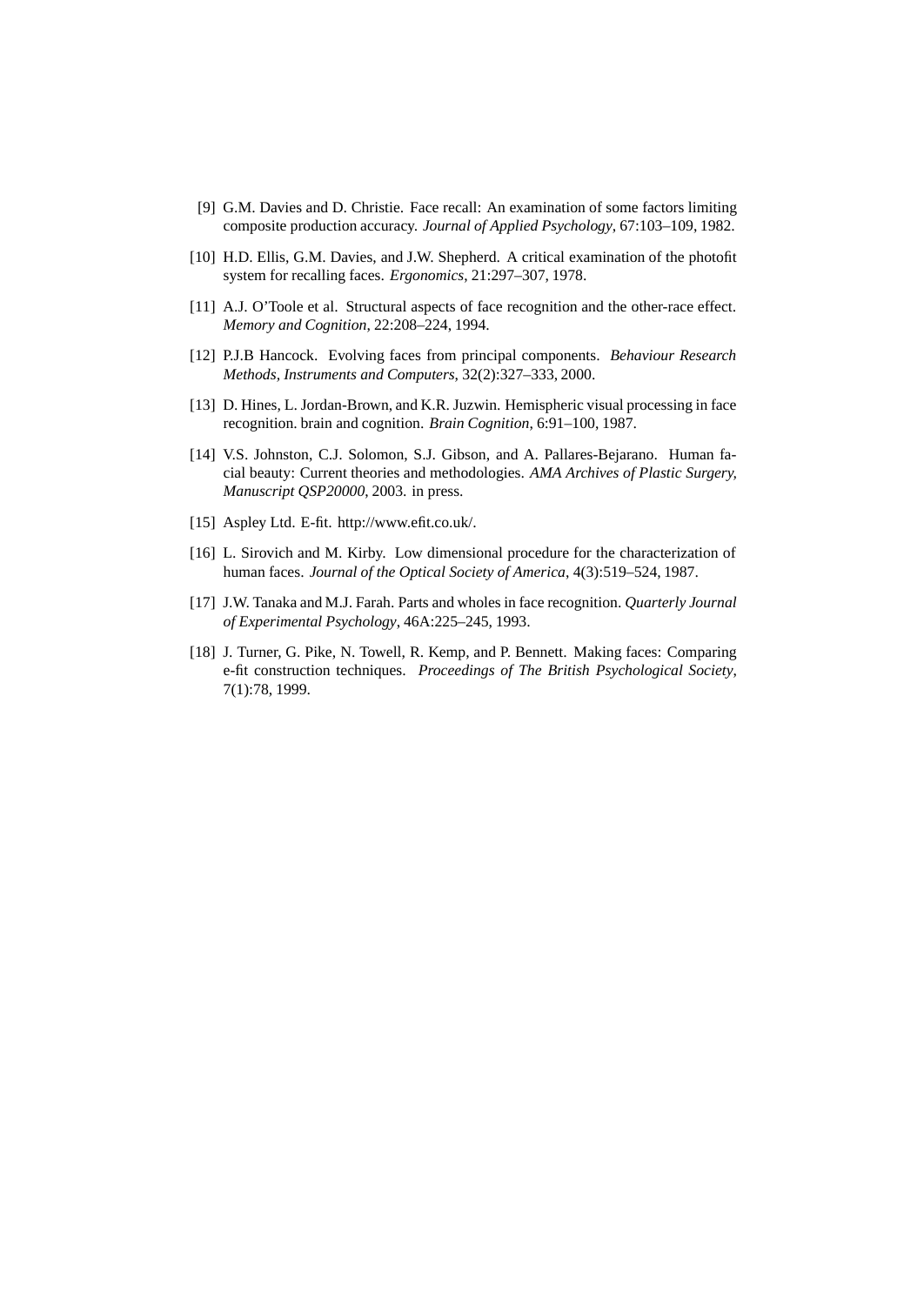[9] G.M. Davies and D. Christie. Face recall: An examination of some factors limiting composite production accuracy. *Journal of Applied Psychology*, 67:103–109, 1982.

[10] H.D. Ellis, G.M. Davies, and J.W. Shepherd. A critical examination of the photofit system for recalling faces. *Ergonomics*, 21:297–307, 1978.

[11] A.J. O'Toole et al. Structural aspects of face recognition and the other-race effect. *Memory and Cognition*, 22:208–224, 1994.

[12] P.J.B Hancock. Evolving faces from principal components. *Behaviour Research Methods, Instruments and Computers*, 32(2):327–333, 2000.

[13] D. Hines, L. Jordan-Brown, and K.R. Juzwin. Hemispheric visual processing in face recognition. brain and cognition. *Brain Cognition*, 6:91–100, 1987.

[14] V.S. Johnston, C.J. Solomon, S.J. Gibson, and A. Pallares-Bejarano. Human facial beauty: Current theories and methodologies. *AMA Archives of Plastic Surgery, Manuscript QSP20000*, 2003. in press.

[15] Aspley Ltd. E-fit. http://www.efit.co.uk/.

[16] L. Sirovich and M. Kirby. Low dimensional procedure for the characterization of human faces. *Journal of the Optical Society of America*, 4(3):519–524, 1987.

[17] J.W. Tanaka and M.J. Farah. Parts and wholes in face recognition. *Quarterly Journal of Experimental Psychology*, 46A:225–245, 1993.

[18] J. Turner, G. Pike, N. Towell, R. Kemp, and P. Bennett. Making faces: Comparing e-fit construction techniques. *Proceedings of The British Psychological Society*, 7(1):78, 1999.